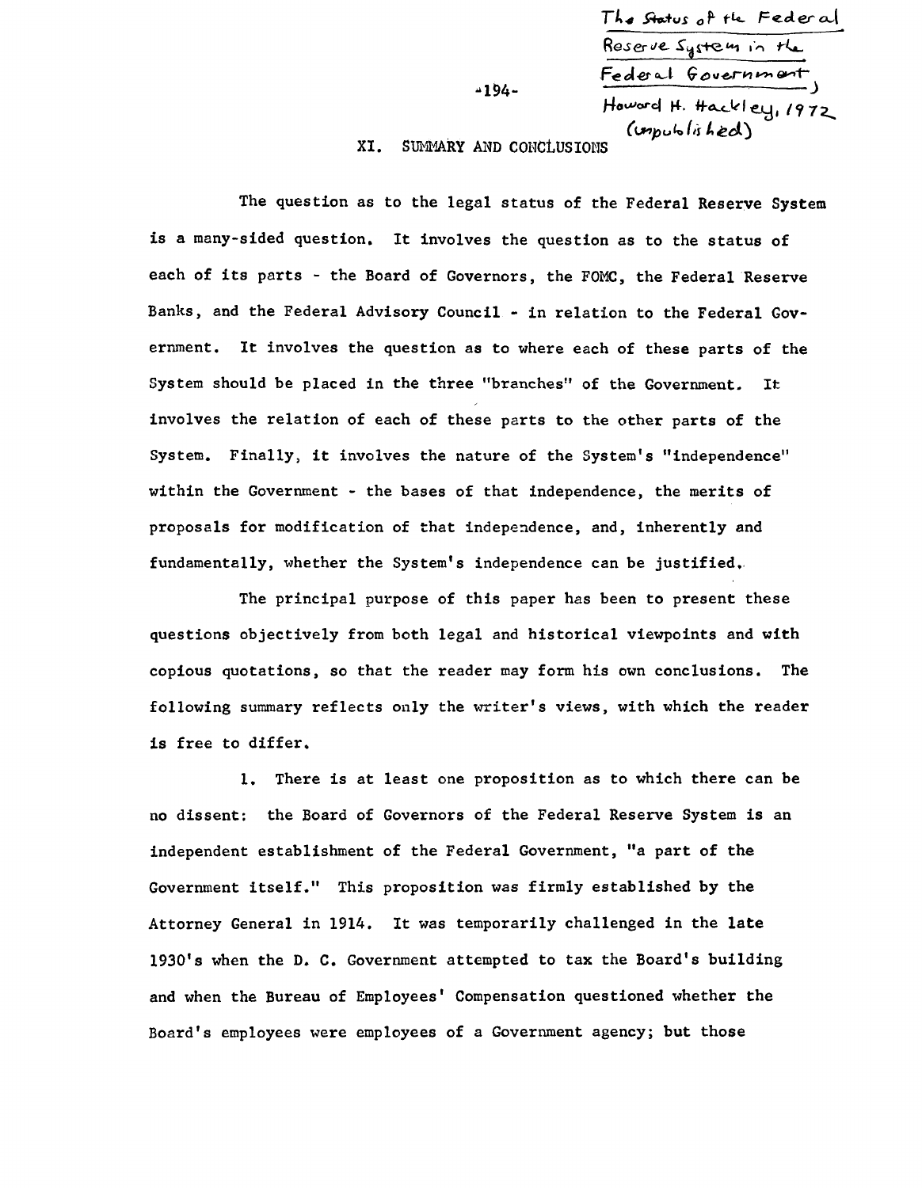The Status of the Federal Reserve System in the Federal Government, Howard H. Hackley, 1972 (unpublished)

## XI. SUMMARY AND CONCLUSIONS

The question as to the legal status of the Federal Reserve System is a many-sided question. It involves the question as to the status of each of its parts - the Board of Governors, the FOMC, the Federal Reserve Banks, and the Federal Advisory Council - in relation to the Federal Government. It involves the question as to where each of these parts of the System should be placed in the three "branches" of the Government. It involves the relation of each of these parts to the other parts of the System. Finally, it involves the nature of the System's "independence" within the Government - the bases of that independence, the merits of proposals for modification of that independence, and, inherently and fundamentally, whether the System's independence can be justified.

The principal purpose of this paper has been to present these questions objectively from both legal and historical viewpoints and with copious quotations, so that the reader may form his own conclusions. The following summary reflects only the writer's views, with which the reader is free to differ.

1. There is at least one proposition as to which there can be no dissent: the Board of Governors of the Federal Reserve System is an independent establishment of the Federal Government, "a part of the Government itself." This proposition was firmly established by the Attorney General in 1914. It was temporarily challenged in the late 1930's when the D. C. Government attempted to tax the Board's building and when the Bureau of Employees' Compensation questioned whether the Board's employees were employees of a Government agency; but those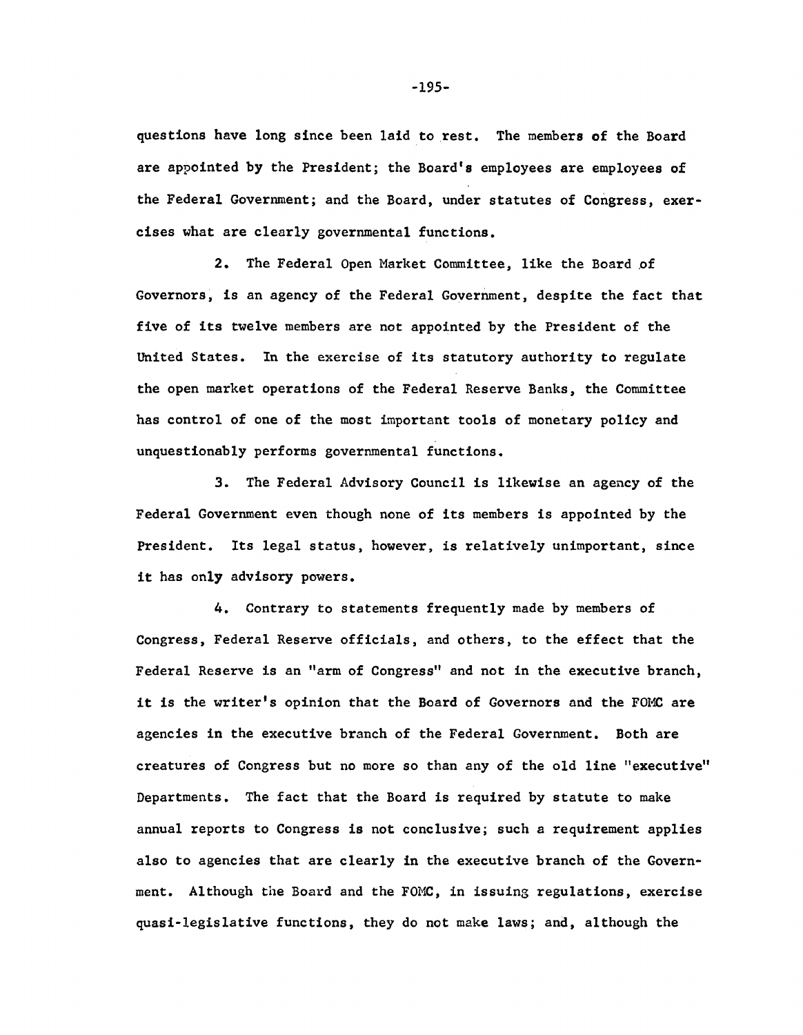questions have long since been laid to rest. The members of the Board are appointed by the President; the Board's employees are employees of the Federal Government; and the Board, under statutes of Congress, exercises what are clearly governmental functions.

2. The Federal Open Market Committee, like the Board of Governors, is an agency of the Federal Government, despite the fact that five of its twelve members are not appointed by the President of the United States. In the exercise of its statutory authority to regulate the open market operations of the Federal Reserve Banks, the Committee has control of one of the most important tools of monetary policy and unquestionably performs governmental functions.

3. The Federal Advisory Council is likewise an agency of the Federal Government even though none of its members is appointed by the President. Its legal status, however, is relatively unimportant, since it has only advisory powers.

4. Contrary to statements frequently made by members of Congress, Federal Reserve officials, and others, to the effect that the Federal Reserve is an "arm of Congress" and not in the executive branch, it is the writer's opinion that the Board of Governors and the FOMC are agencies in the executive branch of the Federal Government. Both are creatures of Congress but no more so than any of the old line "executive" Departments. The fact that the Board is required by statute to make annual reports to Congress is not conclusive; such a requirement applies also to agencies that are clearly in the executive branch of the Government. Although the Board and the FOMC, in issuing regulations, exercise quasi-legislative functions, they do not make laws; and, although the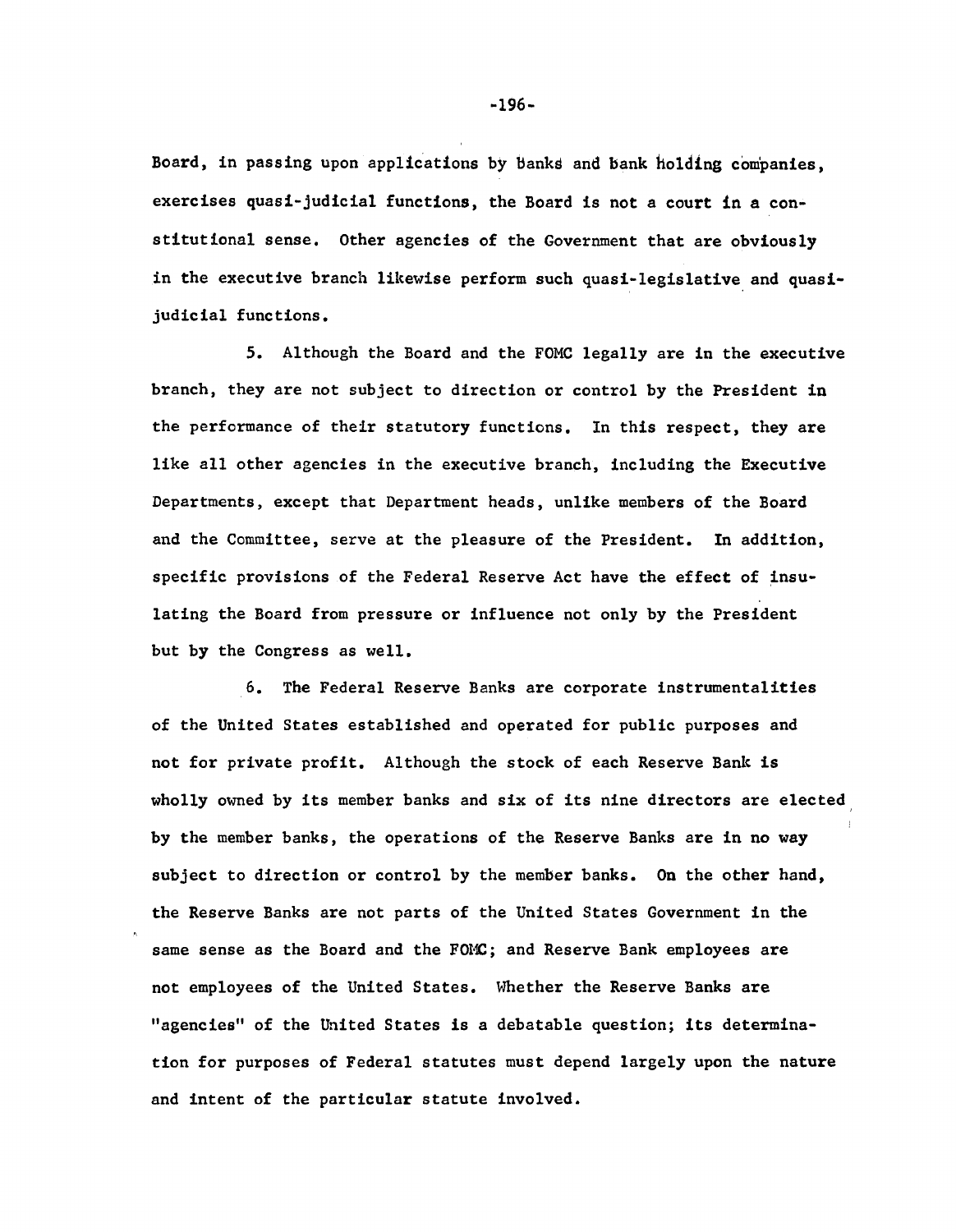Board, in passing upon applications by banks and bank holding companies, exercises quasi-judicial functions, the Board is not a court in a constitutional sense. Other agencies of the Government that are obviously in the executive branch likewise perform such quasi-legislative and quasi-judicial functions.

5. Although the Board and the FOMC legally are in the executive branch, they are not subject to direction or control by the President in the performance of their statutory functions. In this respect, they are like all other agencies in the executive branch, including the Executive Departments, except that Department heads, unlike members of the Board and the Committee, serve at the pleasure of the President. In addition, specific provisions of the Federal Reserve Act have the effect of insulating the Board from pressure or influence not only by the President but by the Congress as well.

6. The Federal Reserve Banks are corporate instrumentalities of the United States established and operated for public purposes and not for private profit. Although the stock of each Reserve Bank is wholly owned by its member banks and six of its nine directors are elected by the member banks, the operations of the Reserve Banks are in no way subject to direction or control by the member banks. On the other hand, the Reserve Banks are not parts of the United States Government in the same sense as the Board and the FOMC; and Reserve Bank employees are not employees of the United States. Whether the Reserve Banks are "agencies" of the United States is a debatable question; its determination for purposes of Federal statutes must depend largely upon the nature and intent of the particular statute involved.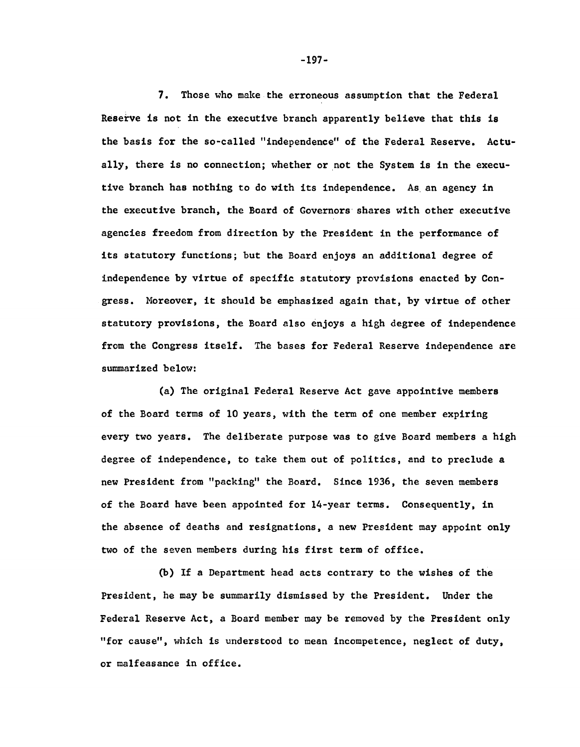7. Those who make the erroneous assumption that the Federal Reserve is not in the executive branch apparently believe that this is the basis for the so-called "independence" of the Federal Reserve. Actually, there is no connection; whether or not the System is in the executive branch has nothing to do with its independence. As an agency in the executive branch, the Board of Governors shares with other executive agencies freedom from direction by the President in the performance of its statutory functions; but the Board enjoys an additional degree of independence by virtue of specific statutory provisions enacted by Congress. Moreover, it should be emphasized again that, by virtue of other statutory provisions, the Board also enjoys a high degree of independence from the Congress itself. The bases for Federal Reserve independence are summarized below:

(a) The original Federal Reserve Act gave appointive members of the Board terms of 10 years, with the term of one member expiring every two years. The deliberate purpose was to give Board members a high degree of independence, to take them out of politics, and to preclude a new President from "packing" the Board. Since 1936, the seven members of the Board have been appointed for 14-year terms. Consequently, in the absence of deaths and resignations, a new President may appoint only two of the seven members during his first term of office.

(b) If a Department head acts contrary to the wishes of the President, he may be summarily dismissed by the President. Under the Federal Reserve Act, a Board member may be removed by the President only "for cause", which is understood to mean incompetence, neglect of duty, or malfeasance in office.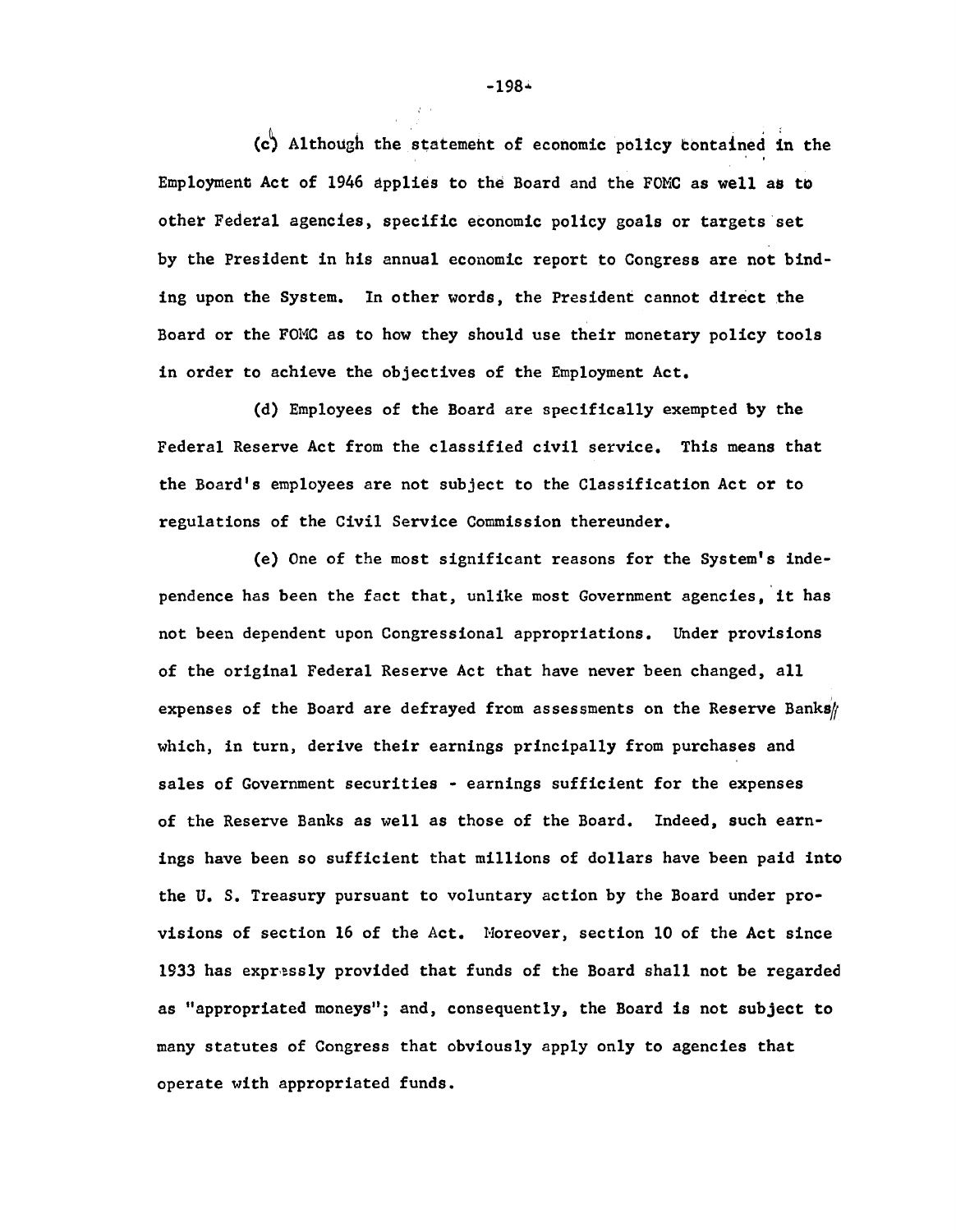(c) Although the statement of economic policy contained in the Employment Act of 1946 applies to the Board and the FOMC as well as to other Federal agencies, specific economic policy goals or targets set by the President in his annual economic report to Congress are not binding upon the System. In other words, the President cannot direct the Board or the FOMC as to how they should use their monetary policy tools in order to achieve the objectives of the Employment Act.

(d) Employees of the Board are specifically exempted by the Federal Reserve Act from the classified civil service. This means that the Board's employees are not subject to the Classification Act or to regulations of the Civil Service Commission thereunder.

(e) One of the most significant reasons for the System's independence has been the fact that, unlike most Government agencies, it has not been dependent upon Congressional appropriations. Under provisions of the original Federal Reserve Act that have never been changed, all expenses of the Board are defrayed from assessments on the Reserve Banks, which, in turn, derive their earnings principally from purchases and sales of Government securities - earnings sufficient for the expenses of the Reserve Banks as well as those of the Board. Indeed, such earnings have been so sufficient that millions of dollars have been paid into the U. S. Treasury pursuant to voluntary action by the Board under provisions of section 16 of the Act. Moreover, section 10 of the Act since 1933 has expressly provided that funds of the Board shall not be regarded as "appropriated moneys"; and, consequently, the Board is not subject to many statutes of Congress that obviously apply only to agencies that operate with appropriated funds.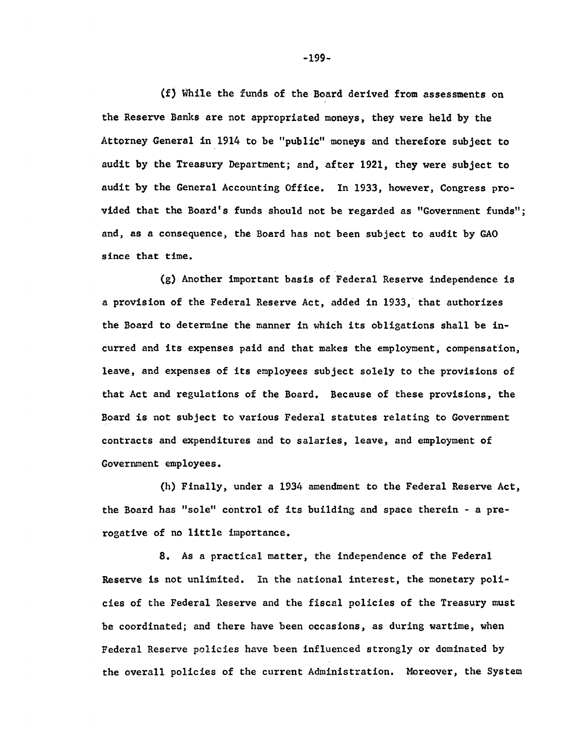(f) While the funds of the Board derived from assessments on the Reserve Banks are not appropriated moneys, they were held by the Attorney General in 1914 to be "public" moneys and therefore subject to audit by the Treasury Department; and, after 1921, they were subject to audit by the General Accounting Office. In 1933, however, Congress provided that the Board's funds should not be regarded as "Government funds"; and, as a consequence, the Board has not been subject to audit by GAO since that time.

(g) Another important basis of Federal Reserve independence is a provision of the Federal Reserve Act, added in 1933, that authorizes the Board to determine the manner in which its obligations shall be incurred and its expenses paid and that makes the employment, compensation, leave, and expenses of its employees subject solely to the provisions of that Act and regulations of the Board. Because of these provisions, the Board is not subject to various Federal statutes relating to Government contracts and expenditures and to salaries, leave, and employment of Government employees.

(h) Finally, under a 1934 amendment to the Federal Reserve Act, the Board has "sole" control of its building and space therein - a prerogative of no little importance.

8. As a practical matter, the independence of the Federal Reserve is not unlimited. In the national interest, the monetary policies of the Federal Reserve and the fiscal policies of the Treasury must be coordinated; and there have been occasions, as during wartime, when Federal Reserve policies have been influenced strongly or dominated by the overall policies of the current Administration. Moreover, the System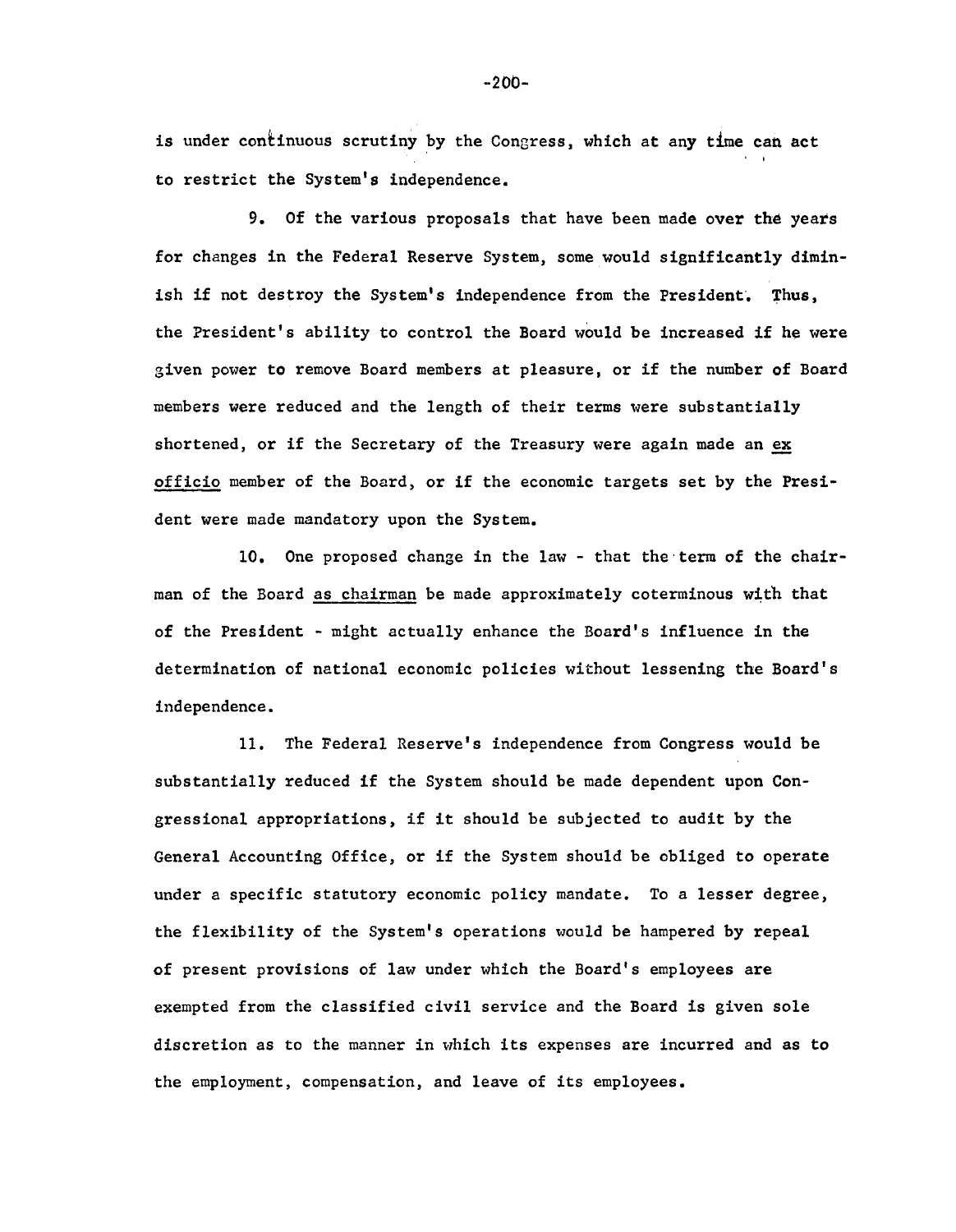is under continuous scrutiny by the Congress, which at any time can act to restrict the System's independence.

9. Of the various proposals that have been made over the years for changes in the Federal Reserve System, some would significantly diminish if not destroy the System's independence from the President. Thus, the President's ability to control the Board would be increased if he were given power to remove Board members at pleasure, or if the number of Board members were reduced and the length of their terms were substantially shortened, or if the Secretary of the Treasury were again made an _ex officio_ member of the Board, or if the economic targets set by the President were made mandatory upon the System.

10. One proposed change in the law - that the term of the chairman of the Board _as chairman_ be made approximately coterminous with that of the President - might actually enhance the Board's influence in the determination of national economic policies without lessening the Board's independence.

11. The Federal Reserve's independence from Congress would be substantially reduced if the System should be made dependent upon Congressional appropriations, if it should be subjected to audit by the General Accounting Office, or if the System should be obliged to operate under a specific statutory economic policy mandate. To a lesser degree, the flexibility of the System's operations would be hampered by repeal of present provisions of law under which the Board's employees are exempted from the classified civil service and the Board is given sole discretion as to the manner in which its expenses are incurred and as to the employment, compensation, and leave of its employees.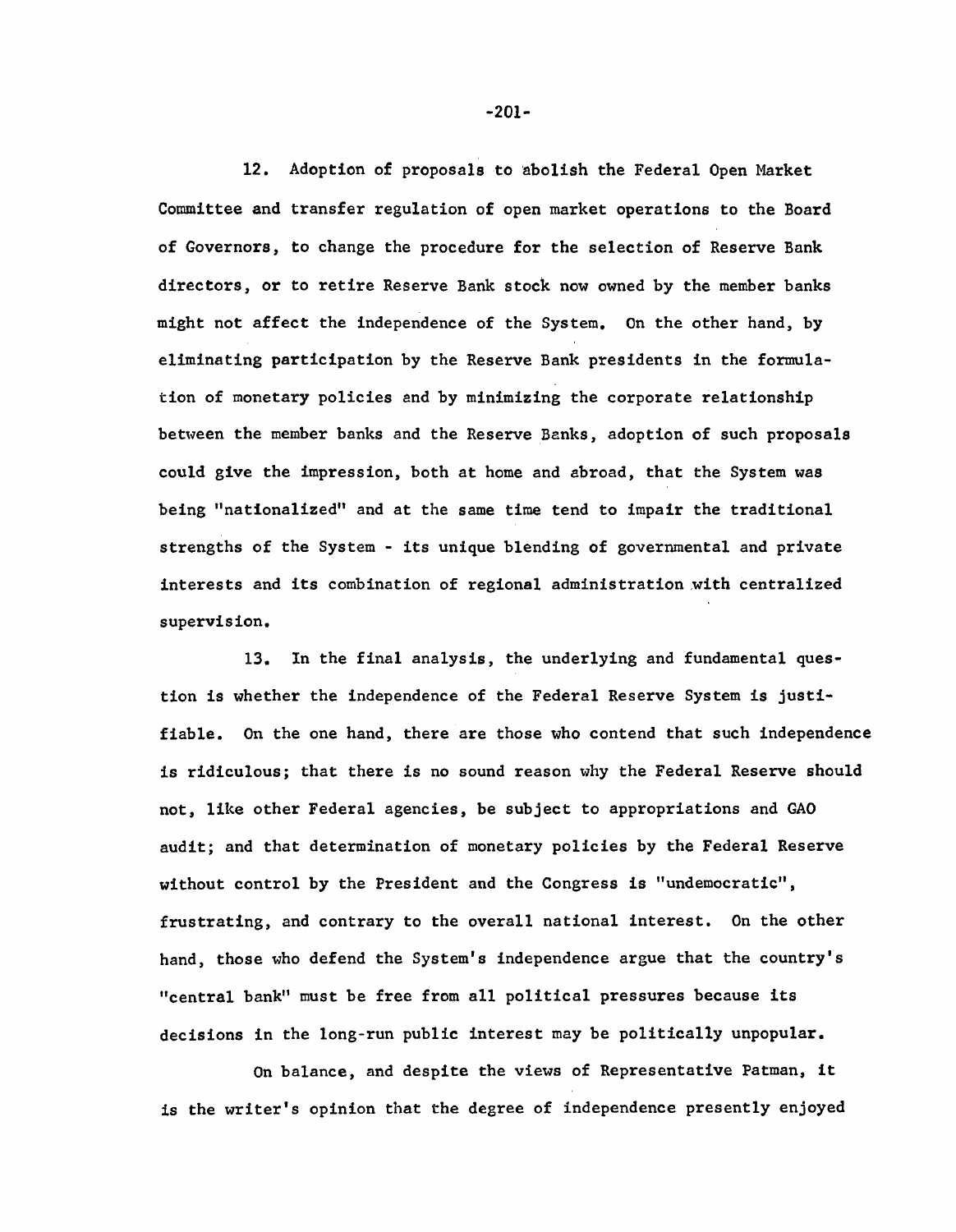12. Adoption of proposals to abolish the Federal Open Market Committee and transfer regulation of open market operations to the Board of Governors, to change the procedure for the selection of Reserve Bank directors, or to retire Reserve Bank stock now owned by the member banks might not affect the independence of the System. On the other hand, by eliminating participation by the Reserve Bank presidents in the formulation of monetary policies and by minimizing the corporate relationship between the member banks and the Reserve Banks, adoption of such proposals could give the impression, both at home and abroad, that the System was being "nationalized" and at the same time tend to impair the traditional strengths of the System - its unique blending of governmental and private interests and its combination of regional administration with centralized supervision.

13. In the final analysis, the underlying and fundamental question is whether the independence of the Federal Reserve System is justifiable. On the one hand, there are those who contend that such independence is ridiculous; that there is no sound reason why the Federal Reserve should not, like other Federal agencies, be subject to appropriations and GAO audit; and that determination of monetary policies by the Federal Reserve without control by the President and the Congress is "undemocratic", frustrating, and contrary to the overall national interest. On the other hand, those who defend the System's independence argue that the country's "central bank" must be free from all political pressures because its decisions in the long-run public interest may be politically unpopular.

On balance, and despite the views of Representative Patman, it is the writer's opinion that the degree of independence presently enjoyed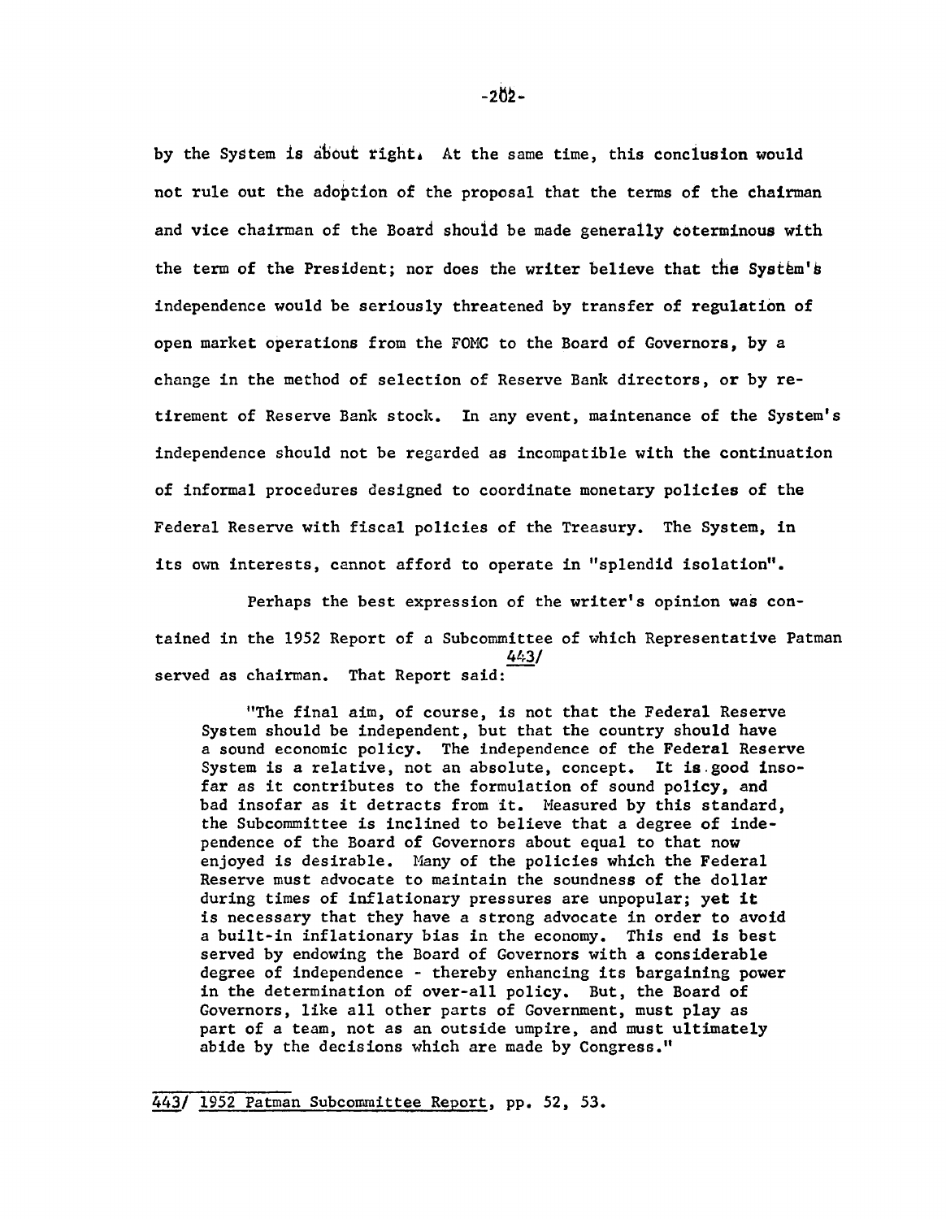by the System is about right. At the same time, this conclusion would not rule out the adoption of the proposal that the terms of the chairman and vice chairman of the Board should be made generally coterminous with the term of the President; nor does the writer believe that the System's independence would be seriously threatened by transfer of regulation of open market operations from the FOMC to the Board of Governors, by a change in the method of selection of Reserve Bank directors, or by retirement of Reserve Bank stock. In any event, maintenance of the System's independence should not be regarded as incompatible with the continuation of informal procedures designed to coordinate monetary policies of the Federal Reserve with fiscal policies of the Treasury. The System, in its own interests, cannot afford to operate in "splendid isolation".

Perhaps the best expression of the writer's opinion was contained in the 1952 Report of a Subcommittee of which Representative Patman served as chairman.[443/] That Report said:

> "The final aim, of course, is not that the Federal Reserve System should be independent, but that the country should have a sound economic policy. The independence of the Federal Reserve System is a relative, not an absolute, concept. It is good insofar as it contributes to the formulation of sound policy, and bad insofar as it detracts from it. Measured by this standard, the Subcommittee is inclined to believe that a degree of independence of the Board of Governors about equal to that now enjoyed is desirable. Many of the policies which the Federal Reserve must advocate to maintain the soundness of the dollar during times of inflationary pressures are unpopular; yet it is necessary that they have a strong advocate in order to avoid a built-in inflationary bias in the economy. This end is best served by endowing the Board of Governors with a considerable degree of independence - thereby enhancing its bargaining power in the determination of over-all policy. But, the Board of Governors, like all other parts of Government, must play as part of a team, not as an outside umpire, and must ultimately abide by the decisions which are made by Congress."

---

443/ 1952 Patman Subcommittee Report, pp. 52, 53.